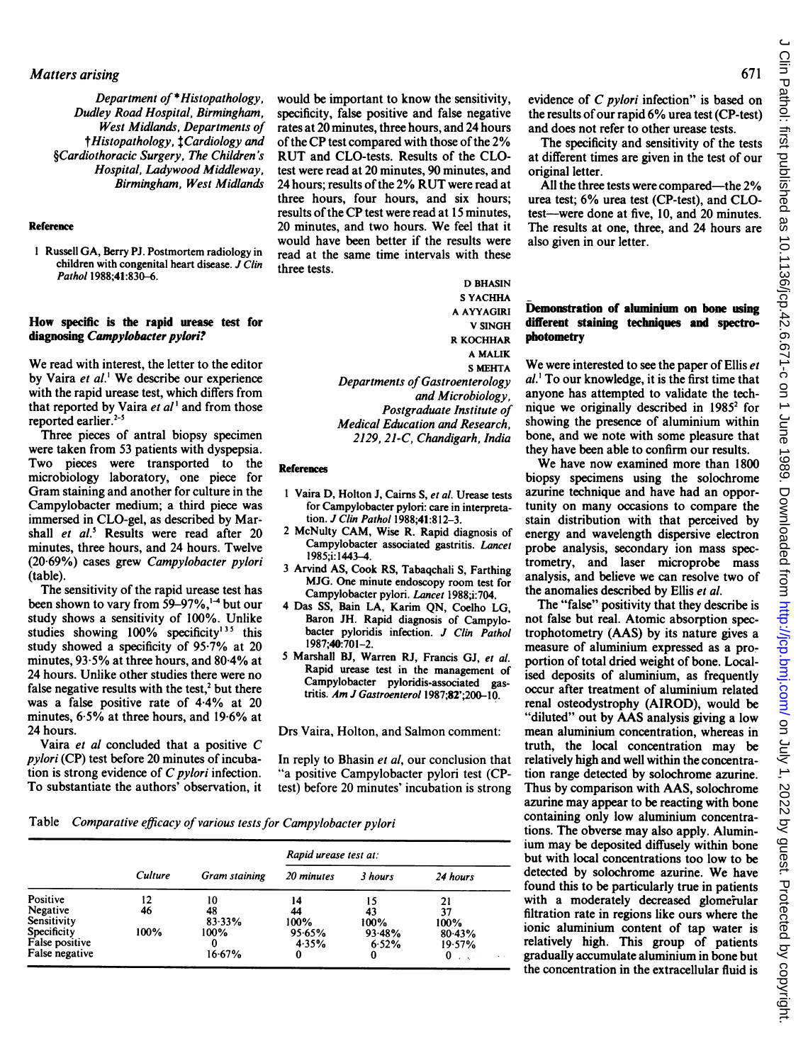*Department of \*Histopathology, Dudley Road Hospital, Birmingham, West Midlands, Departments of †Histopathology, ‡Cardiology and §Cardiothoracic Surgery, The Children's Hospital, Ladywood Middleway, Birmingham, West Midlands*

**Reference**

1 Russell GA, Berry PJ. Postmortem radiology in children with congenital heart disease. *J Clin Pathol* 1988;41:830–6.

## How specific is the rapid urease test for diagnosing *Campylobacter pylori*?

We read with interest, the letter to the editor by Vaira *et al.*[1] We describe our experience with the rapid urease test, which differs from that reported by Vaira *et al*[1] and from those reported earlier.[2-5]

Three pieces of antral biopsy specimen were taken from 53 patients with dyspepsia. Two pieces were transported to the microbiology laboratory, one piece for Gram staining and another for culture in the Campylobacter medium; a third piece was immersed in CLO-gel, as described by Marshall *et al.*[5] Results were read after 20 minutes, three hours, and 24 hours. Twelve (20·69%) cases grew *Campylobacter pylori* (table).

The sensitivity of the rapid urease test has been shown to vary from 59–97%,[1-4] but our study shows a sensitivity of 100%. Unlike studies showing 100% specificity[1 3 5] this study showed a specificity of 95·7% at 20 minutes, 93·5% at three hours, and 80·4% at 24 hours. Unlike other studies there were no false negative results with the test,[2] but there was a false positive rate of 4·4% at 20 minutes, 6·5% at three hours, and 19·6% at 24 hours.

Vaira *et al* concluded that a positive *C pylori* (CP) test before 20 minutes of incubation is strong evidence of *C pylori* infection. To substantiate the authors' observation, it would be important to know the sensitivity, specificity, false positive and false negative rates at 20 minutes, three hours, and 24 hours of the CP test compared with those of the 2% RUT and CLO-tests. Results of the CLO-test were read at 20 minutes, 90 minutes, and 24 hours; results of the 2% RUT were read at three hours, four hours, and six hours; results of the CP test were read at 15 minutes, 20 minutes, and two hours. We feel that it would have been better if the results were read at the same time intervals with these three tests.

D BHASIN
S YACHHA
A AYYAGIRI
V SINGH
R KOCHHAR
A MALIK
S MEHTA
*Departments of Gastroenterology and Microbiology, Postgraduate Institute of Medical Education and Research, 2129, 21-C, Chandigarh, India*

Table *Comparative efficacy of various tests for Campylobacter pylori*

| | Culture | Gram staining | Rapid urease test at: | | |
|---|---|---|---|---|---|
| | | | 20 minutes | 3 hours | 24 hours |
| Positive | 12 | 10 | 14 | 15 | 21 |
| Negative | 46 | 48 | 44 | 43 | 37 |
| Sensitivity | | 83·33% | 100% | 100% | 100% |
| Specificity | 100% | 100% | 95·65% | 93·48% | 80·43% |
| False positive | | 0 | 4·35% | 6·52% | 19·57% |
| False negative | | 16·67% | 0 | 0 | 0 |

**References**

1 Vaira D, Holton J, Cairns S, *et al.* Urease tests for Campylobacter pylori: care in interpretation. *J Clin Pathol* 1988;41:812–3.
2 McNulty CAM, Wise R. Rapid diagnosis of Campylobacter associated gastritis. *Lancet* 1985;i:1443–4.
3 Arvind AS, Cook RS, Tabaqchali S, Farthing MJG. One minute endoscopy room test for Campylobacter pylori. *Lancet* 1988;i:704.
4 Das SS, Bain LA, Karim QN, Coelho LG, Baron JH. Rapid diagnosis of Campylobacter pyloridis infection. *J Clin Pathol* 1987;40:701–2.
5 Marshall BJ, Warren RJ, Francis GJ, *et al.* Rapid urease test in the management of Campylobacter pyloridis-associated gastritis. *Am J Gastroenterol* 1987;82:200–10.

Drs Vaira, Holton, and Salmon comment:

In reply to Bhasin *et al*, our conclusion that "a positive Campylobacter pylori test (CP-test) before 20 minutes' incubation is strong evidence of *C pylori* infection" is based on the results of our rapid 6% urea test (CP-test) and does not refer to other urease tests.

The specificity and sensitivity of the tests at different times are given in the test of our original letter.

All the three tests were compared—the 2% urea test; 6% urea test (CP-test), and CLO-test—were done at five, 10, and 20 minutes. The results at one, three, and 24 hours are also given in our letter.

## Demonstration of aluminium on bone using different staining techniques and spectrophotometry

We were interested to see the paper of Ellis *et al.*[1] To our knowledge, it is the first time that anyone has attempted to validate the technique we originally described in 1985[2] for showing the presence of aluminium within bone, and we note with some pleasure that they have been able to confirm our results.

We have now examined more than 1800 biopsy specimens using the solochrome azurine technique and have had an opportunity on many occasions to compare the stain distribution with that perceived by energy and wavelength dispersive electron probe analysis, secondary ion mass spectrometry, and laser microprobe mass analysis, and believe we can resolve two of the anomalies described by Ellis *et al.*

The "false" positivity that they describe is not false but real. Atomic absorption spectrophotometry (AAS) by its nature gives a measure of aluminium expressed as a proportion of total dried weight of bone. Localised deposits of aluminium, as frequently occur after treatment of aluminium related renal osteodystrophy (AIROD), would be "diluted" out by AAS analysis giving a low mean aluminium concentration, whereas in truth, the local concentration may be relatively high and well within the concentration range detected by solochrome azurine. Thus by comparison with AAS, solochrome azurine may appear to be reacting with bone containing only low aluminium concentrations. The obverse may also apply. Aluminium may be deposited diffusely within bone but with local concentrations too low to be detected by solochrome azurine. We have found this to be particularly true in patients with a moderately decreased glomerular filtration rate in regions like ours where the ionic aluminium content of tap water is relatively high. This group of patients gradually accumulate aluminium in bone but the concentration in the extracellular fluid is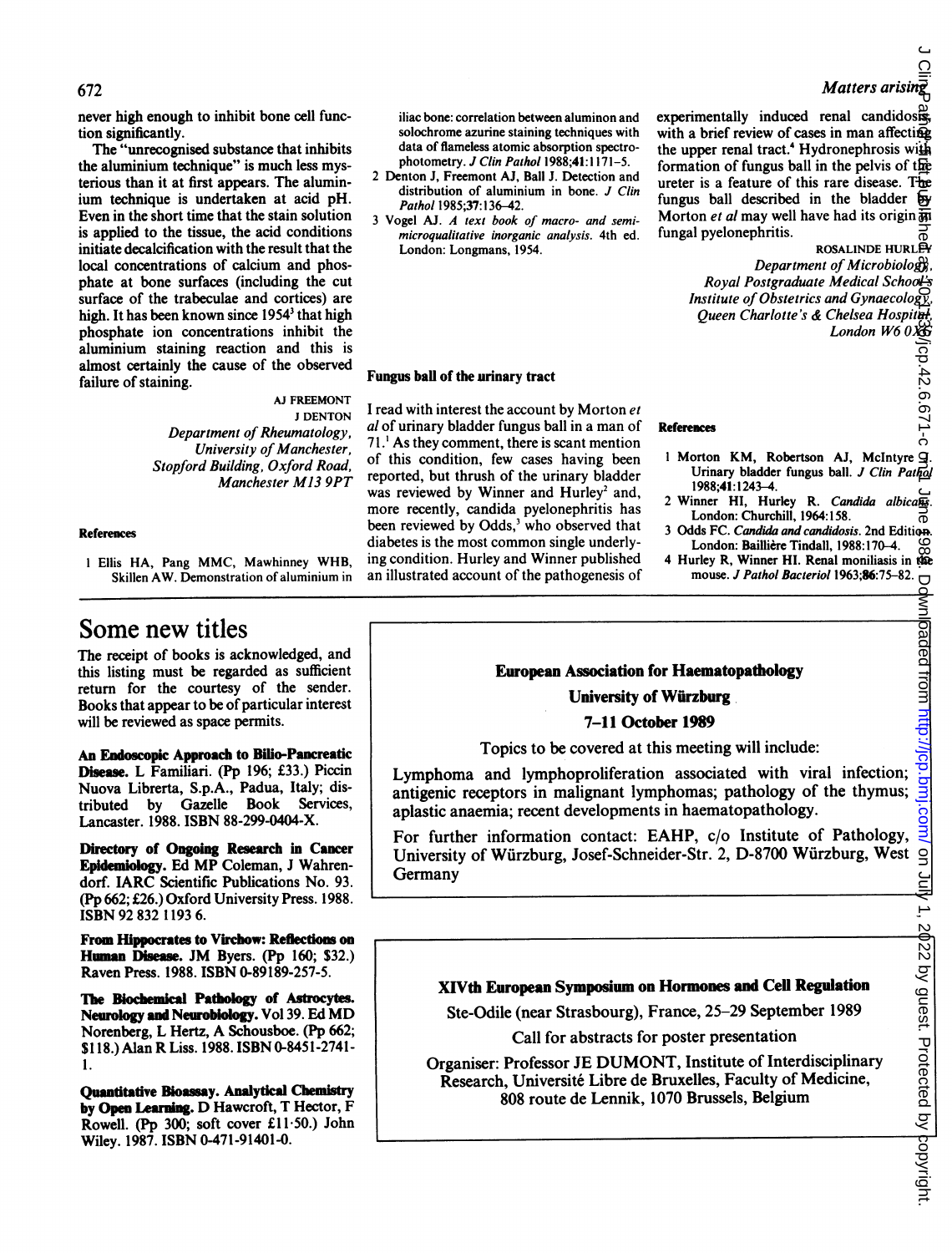never high enough to inhibit bone cell function significantly.

The "unrecognised substance that inhibits the aluminium technique" is much less mysterious than it at first appears. The aluminium technique is undertaken at acid pH. Even in the short time that the stain solution is applied to the tissue, the acid conditions initiate decalcification with the result that the local concentrations of calcium and phosphate at bone surfaces (including the cut surface of the trabeculae and cortices) are high. It has been known since 1954[3] that high phosphate ion concentrations inhibit the aluminium staining reaction and this is almost certainly the cause of the observed failure of staining.

AJ FREEMONT
J DENTON
*Department of Rheumatology,*
*University of Manchester,*
*Stopford Building, Oxford Road,*
*Manchester M13 9PT*

### References

1 Ellis HA, Pang MMC, Mawhinney WHB, Skillen AW. Demonstration of aluminium in iliac bone: correlation between aluminon and solochrome azurine staining techniques with data of flameless atomic absorption spectrophotometry. *J Clin Pathol* 1988;**41**:1171–5.

2 Denton J, Freemont AJ, Ball J. Detection and distribution of aluminium in bone. *J Clin Pathol* 1985;**37**:136–42.

3 Vogel AJ. *A text book of macro- and semi-microqualitative inorganic analysis.* 4th ed. London: Longmans, 1954.

## Fungus ball of the urinary tract

I read with interest the account by Morton *et al* of urinary bladder fungus ball in a man of 71.[1] As they comment, there is scant mention of this condition, few cases having been reported, but thrush of the urinary bladder was reviewed by Winner and Hurley[2] and, more recently, candida pyelonephritis has been reviewed by Odds,[3] who observed that diabetes is the most common single underlying condition. Hurley and Winner published an illustrated account of the pathogenesis of experimentally induced renal candidosis, with a brief review of cases in man affecting the upper renal tract.[4] Hydronephrosis with formation of fungus ball in the pelvis of the ureter is a feature of this rare disease. The fungus ball described in the bladder by Morton *et al* may well have had its origin in fungal pyelonephritis.

ROSALINDE HURLEY
*Department of Microbiology,*
*Royal Postgraduate Medical School's*
*Institute of Obstetrics and Gynaecology,*
*Queen Charlotte's & Chelsea Hospital,*
*London W6 0XG*

### References

1 Morton KM, Robertson AJ, McIntyre G. Urinary bladder fungus ball. *J Clin Pathol* 1988;**41**:1243–4.

2 Winner HI, Hurley R. *Candida albicans.* London: Churchill, 1964:158.

3 Odds FC. *Candida and candidosis.* 2nd Edition. London: Baillière Tindall, 1988:170–4.

4 Hurley R, Winner HI. Renal moniliasis in the mouse. *J Pathol Bacteriol* 1963;**86**:75–82.

# Some new titles

The receipt of books is acknowledged, and this listing must be regarded as sufficient return for the courtesy of the sender. Books that appear to be of particular interest will be reviewed as space permits.

**An Endoscopic Approach to Bilio-Pancreatic Disease.** L Familiari. (Pp 196; £33.) Piccin Nuova Librerta, S.p.A., Padua, Italy; distributed by Gazelle Book Services, Lancaster. 1988. ISBN 88-299-0404-X.

**Directory of Ongoing Research in Cancer Epidemiology.** Ed MP Coleman, J Wahrendorf. IARC Scientific Publications No. 93. (Pp 662; £26.) Oxford University Press. 1988. ISBN 92 832 1193 6.

**From Hippocrates to Virchow: Reflections on Human Disease.** JM Byers. (Pp 160; $32.) Raven Press. 1988. ISBN 0-89189-257-5.

**The Biochemical Pathology of Astrocytes. Neurology and Neurobiology.** Vol 39. Ed MD Norenberg, L Hertz, A Schousboe. (Pp 662; $118.) Alan R Liss. 1988. ISBN 0-8451-2741-1.

**Quantitative Bioassay. Analytical Chemistry by Open Learning.** D Hawcroft, T Hector, F Rowell. (Pp 300; soft cover £11·50.) John Wiley. 1987. ISBN 0-471-91401-0.

**European Association for Haematopathology**

**University of Würzburg**

**7–11 October 1989**

Topics to be covered at this meeting will include:

Lymphoma and lymphoproliferation associated with viral infection; antigenic receptors in malignant lymphomas; pathology of the thymus; aplastic anaemia; recent developments in haematopathology.

For further information contact: EAHP, c/o Institute of Pathology, University of Würzburg, Josef-Schneider-Str. 2, D-8700 Würzburg, West Germany

**XIVth European Symposium on Hormones and Cell Regulation**

Ste-Odile (near Strasbourg), France, 25–29 September 1989

Call for abstracts for poster presentation

Organiser: Professor JE DUMONT, Institute of Interdisciplinary Research, Université Libre de Bruxelles, Faculty of Medicine, 808 route de Lennik, 1070 Brussels, Belgium